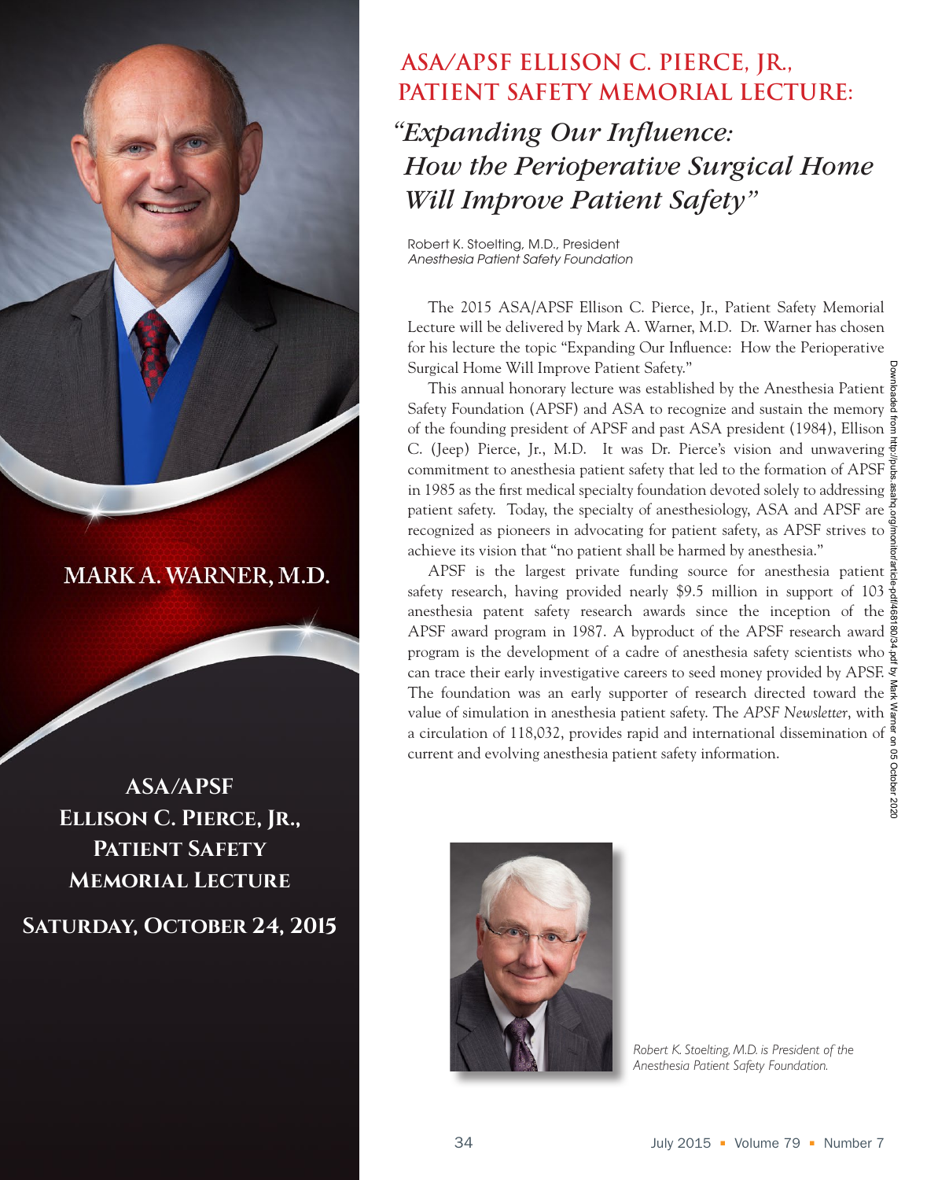# ASA/APSF ELLISON C. PIERCE, JR., PATIENT SAFETY MEMORIAL LECTURE:

## *"Expanding Our Influence: How the Perioperative Surgical Home Will Improve Patient Safety"*

Robert K. Stoelting, M.D., President
*Anesthesia Patient Safety Foundation*

**MARK A. WARNER, M.D.**

**ASA/APSF Ellison C. Pierce, Jr., Patient Safety Memorial Lecture**

**Saturday, October 24, 2015**

The 2015 ASA/APSF Ellison C. Pierce, Jr., Patient Safety Memorial Lecture will be delivered by Mark A. Warner, M.D. Dr. Warner has chosen for his lecture the topic "Expanding Our Influence: How the Perioperative Surgical Home Will Improve Patient Safety."

This annual honorary lecture was established by the Anesthesia Patient Safety Foundation (APSF) and ASA to recognize and sustain the memory of the founding president of APSF and past ASA president (1984), Ellison C. (Jeep) Pierce, Jr., M.D. It was Dr. Pierce's vision and unwavering commitment to anesthesia patient safety that led to the formation of APSF in 1985 as the first medical specialty foundation devoted solely to addressing patient safety. Today, the specialty of anesthesiology, ASA and APSF are recognized as pioneers in advocating for patient safety, as APSF strives to achieve its vision that "no patient shall be harmed by anesthesia."

APSF is the largest private funding source for anesthesia patient safety research, having provided nearly $9.5 million in support of 103 anesthesia patent safety research awards since the inception of the APSF award program in 1987. A byproduct of the APSF research award program is the development of a cadre of anesthesia safety scientists who can trace their early investigative careers to seed money provided by APSF. The foundation was an early supporter of research directed toward the value of simulation in anesthesia patient safety. The *APSF Newsletter*, with a circulation of 118,032, provides rapid and international dissemination of current and evolving anesthesia patient safety information.

*Robert K. Stoelting, M.D. is President of the Anesthesia Patient Safety Foundation.*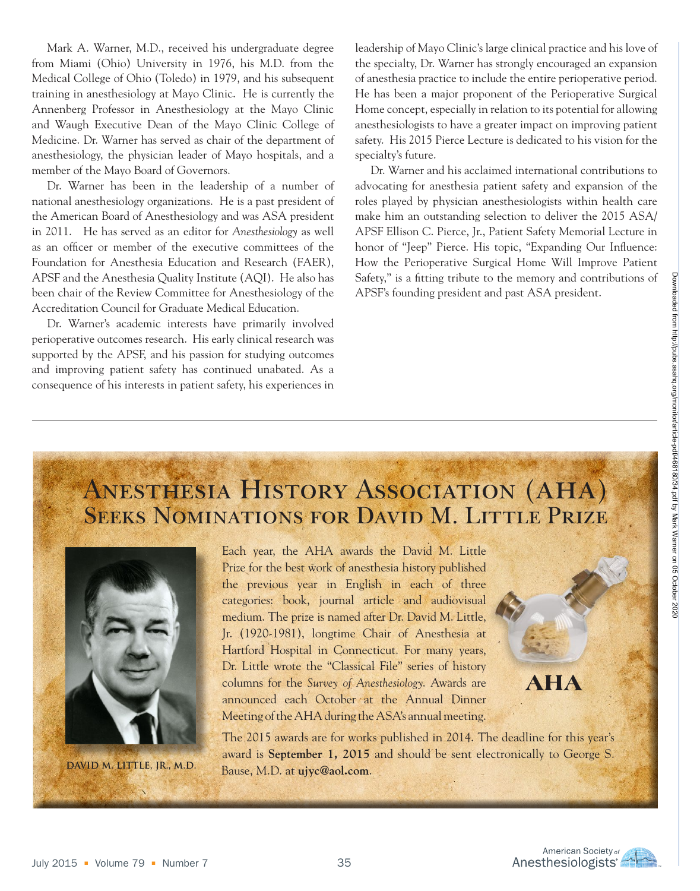Mark A. Warner, M.D., received his undergraduate degree from Miami (Ohio) University in 1976, his M.D. from the Medical College of Ohio (Toledo) in 1979, and his subsequent training in anesthesiology at Mayo Clinic. He is currently the Annenberg Professor in Anesthesiology at the Mayo Clinic and Waugh Executive Dean of the Mayo Clinic College of Medicine. Dr. Warner has served as chair of the department of anesthesiology, the physician leader of Mayo hospitals, and a member of the Mayo Board of Governors.

Dr. Warner has been in the leadership of a number of national anesthesiology organizations. He is a past president of the American Board of Anesthesiology and was ASA president in 2011. He has served as an editor for *Anesthesiology* as well as an officer or member of the executive committees of the Foundation for Anesthesia Education and Research (FAER), APSF and the Anesthesia Quality Institute (AQI). He also has been chair of the Review Committee for Anesthesiology of the Accreditation Council for Graduate Medical Education.

Dr. Warner's academic interests have primarily involved perioperative outcomes research. His early clinical research was supported by the APSF, and his passion for studying outcomes and improving patient safety has continued unabated. As a consequence of his interests in patient safety, his experiences in leadership of Mayo Clinic's large clinical practice and his love of the specialty, Dr. Warner has strongly encouraged an expansion of anesthesia practice to include the entire perioperative period. He has been a major proponent of the Perioperative Surgical Home concept, especially in relation to its potential for allowing anesthesiologists to have a greater impact on improving patient safety. His 2015 Pierce Lecture is dedicated to his vision for the specialty's future.

Dr. Warner and his acclaimed international contributions to advocating for anesthesia patient safety and expansion of the roles played by physician anesthesiologists within health care make him an outstanding selection to deliver the 2015 ASA/APSF Ellison C. Pierce, Jr., Patient Safety Memorial Lecture in honor of "Jeep" Pierce. His topic, "Expanding Our Influence: How the Perioperative Surgical Home Will Improve Patient Safety," is a fitting tribute to the memory and contributions of APSF's founding president and past ASA president.

---

## Anesthesia History Association (AHA) Seeks Nominations for David M. Little Prize

Each year, the AHA awards the David M. Little Prize for the best work of anesthesia history published the previous year in English in each of three categories: book, journal article and audiovisual medium. The prize is named after Dr. David M. Little, Jr. (1920-1981), longtime Chair of Anesthesia at Hartford Hospital in Connecticut. For many years, Dr. Little wrote the "Classical File" series of history columns for the *Survey of Anesthesiology*. Awards are announced each October at the Annual Dinner Meeting of the AHA during the ASA's annual meeting.

The 2015 awards are for works published in 2014. The deadline for this year's award is **September 1, 2015** and should be sent electronically to George S. Bause, M.D. at **ujyc@aol.com**.

DAVID M. LITTLE, JR., M.D.

AHA